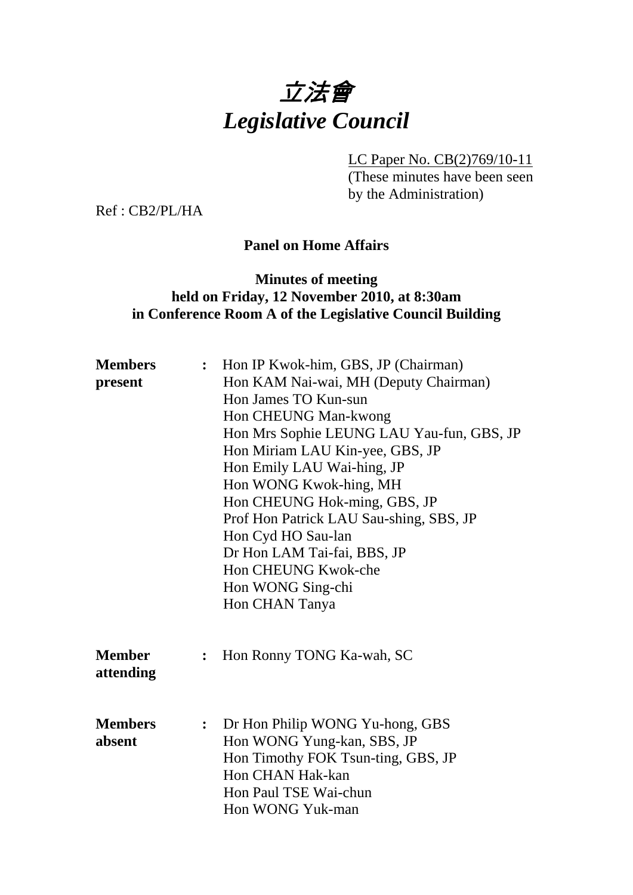# 立法會
# *Legislative Council*

LC Paper No. CB(2)769/10-11
(These minutes have been seen by the Administration)

Ref : CB2/PL/HA

**Panel on Home Affairs**

**Minutes of meeting**
**held on Friday, 12 November 2010, at 8:30am**
**in Conference Room A of the Legislative Council Building**

**Members present** : Hon IP Kwok-him, GBS, JP (Chairman)
Hon KAM Nai-wai, MH (Deputy Chairman)
Hon James TO Kun-sun
Hon CHEUNG Man-kwong
Hon Mrs Sophie LEUNG LAU Yau-fun, GBS, JP
Hon Miriam LAU Kin-yee, GBS, JP
Hon Emily LAU Wai-hing, JP
Hon WONG Kwok-hing, MH
Hon CHEUNG Hok-ming, GBS, JP
Prof Hon Patrick LAU Sau-shing, SBS, JP
Hon Cyd HO Sau-lan
Dr Hon LAM Tai-fai, BBS, JP
Hon CHEUNG Kwok-che
Hon WONG Sing-chi
Hon CHAN Tanya

**Member attending** : Hon Ronny TONG Ka-wah, SC

**Members absent** : Dr Hon Philip WONG Yu-hong, GBS
Hon WONG Yung-kan, SBS, JP
Hon Timothy FOK Tsun-ting, GBS, JP
Hon CHAN Hak-kan
Hon Paul TSE Wai-chun
Hon WONG Yuk-man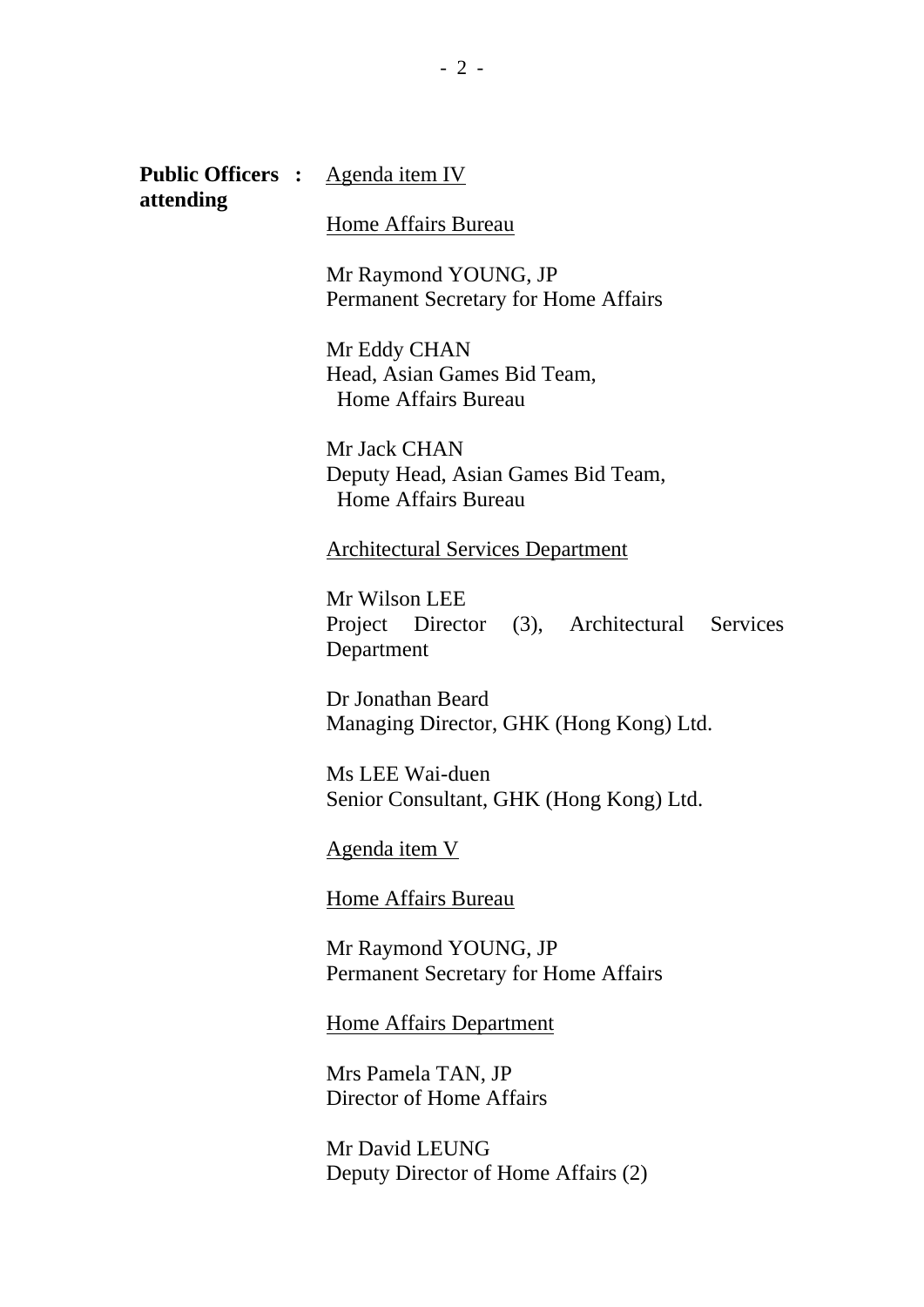**Public Officers attending** : <u>Agenda item IV</u>

<u>Home Affairs Bureau</u>

Mr Raymond YOUNG, JP
Permanent Secretary for Home Affairs

Mr Eddy CHAN
Head, Asian Games Bid Team,
Home Affairs Bureau

Mr Jack CHAN
Deputy Head, Asian Games Bid Team,
Home Affairs Bureau

<u>Architectural Services Department</u>

Mr Wilson LEE
Project Director (3), Architectural Services Department

Dr Jonathan Beard
Managing Director, GHK (Hong Kong) Ltd.

Ms LEE Wai-duen
Senior Consultant, GHK (Hong Kong) Ltd.

<u>Agenda item V</u>

<u>Home Affairs Bureau</u>

Mr Raymond YOUNG, JP
Permanent Secretary for Home Affairs

<u>Home Affairs Department</u>

Mrs Pamela TAN, JP
Director of Home Affairs

Mr David LEUNG
Deputy Director of Home Affairs (2)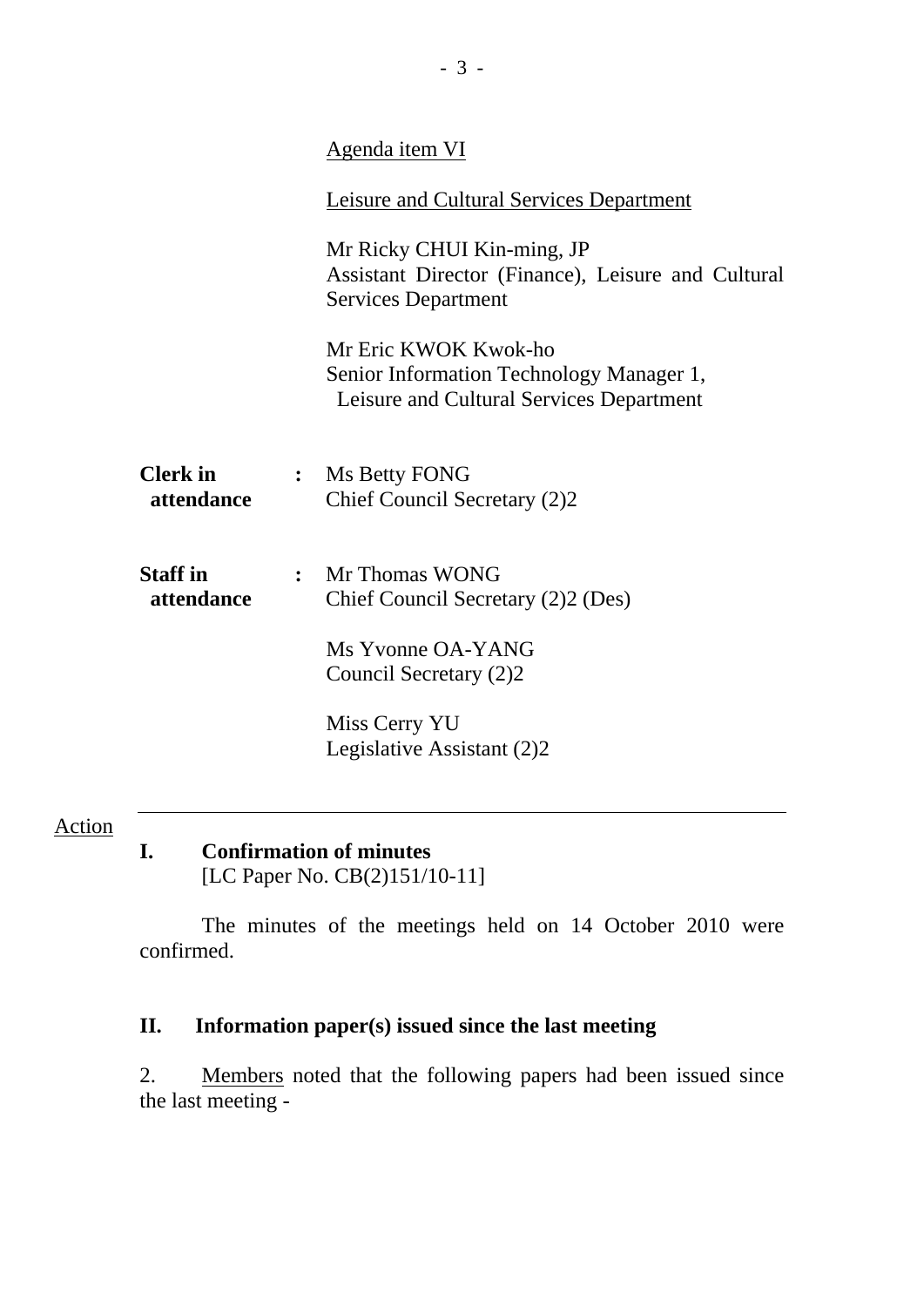Agenda item VI

Leisure and Cultural Services Department

Mr Ricky CHUI Kin-ming, JP
Assistant Director (Finance), Leisure and Cultural Services Department

Mr Eric KWOK Kwok-ho
Senior Information Technology Manager 1, Leisure and Cultural Services Department

**Clerk in attendance** : Ms Betty FONG
Chief Council Secretary (2)2

**Staff in attendance** : Mr Thomas WONG
Chief Council Secretary (2)2 (Des)

Ms Yvonne OA-YANG
Council Secretary (2)2

Miss Cerry YU
Legislative Assistant (2)2

---

Action

## I. Confirmation of minutes

[LC Paper No. CB(2)151/10-11]

The minutes of the meetings held on 14 October 2010 were confirmed.

## II. Information paper(s) issued since the last meeting

2. Members noted that the following papers had been issued since the last meeting -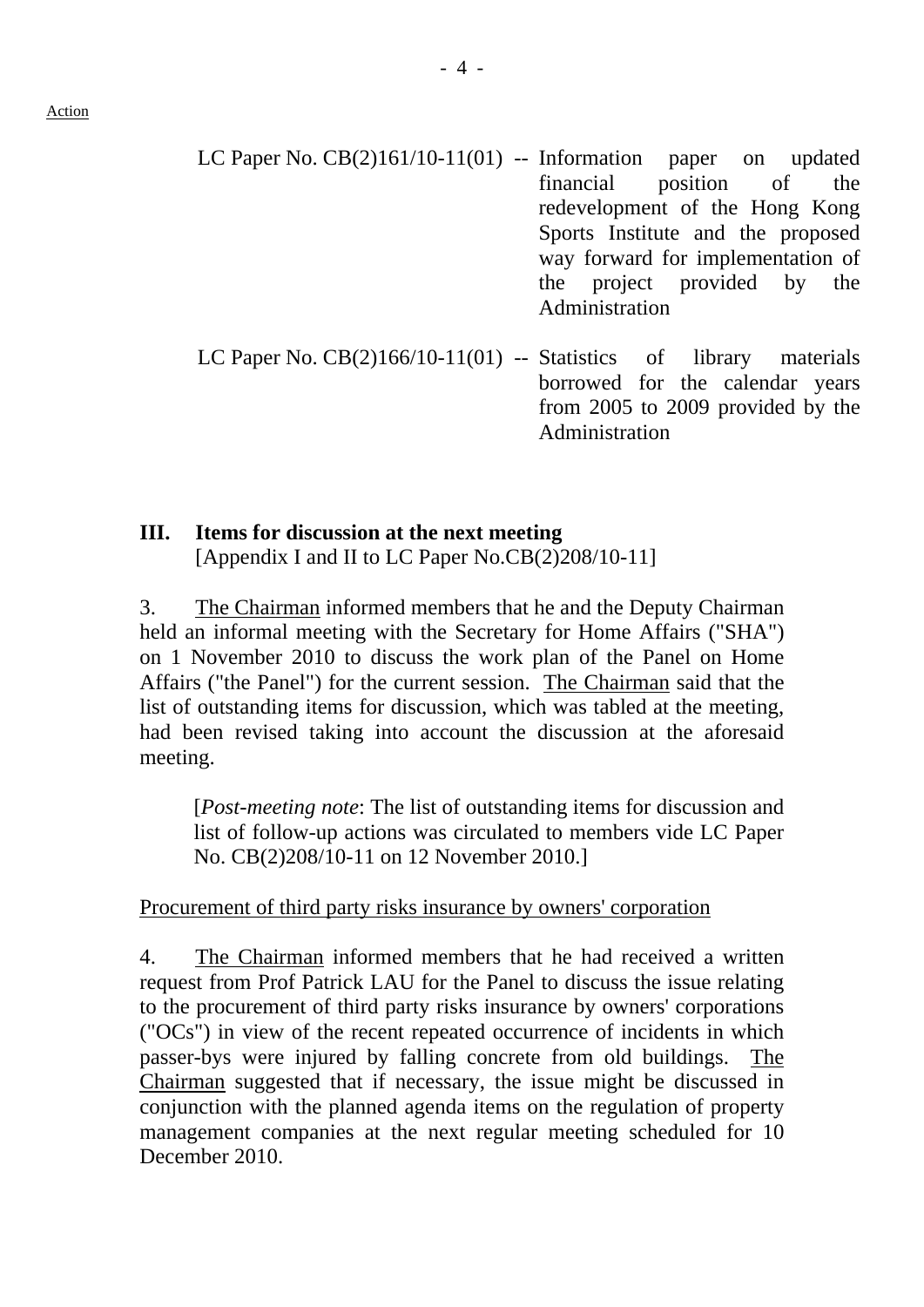Action

| | | |
|---|---|---|
| LC Paper No. CB(2)161/10-11(01) | -- | Information paper on updated financial position of the redevelopment of the Hong Kong Sports Institute and the proposed way forward for implementation of the project provided by the Administration |
| LC Paper No. CB(2)166/10-11(01) | -- | Statistics of library materials borrowed for the calendar years from 2005 to 2009 provided by the Administration |

**III. Items for discussion at the next meeting**
[Appendix I and II to LC Paper No.CB(2)208/10-11]

3. The Chairman informed members that he and the Deputy Chairman held an informal meeting with the Secretary for Home Affairs ("SHA") on 1 November 2010 to discuss the work plan of the Panel on Home Affairs ("the Panel") for the current session. The Chairman said that the list of outstanding items for discussion, which was tabled at the meeting, had been revised taking into account the discussion at the aforesaid meeting.

> [*Post-meeting note*: The list of outstanding items for discussion and list of follow-up actions was circulated to members vide LC Paper No. CB(2)208/10-11 on 12 November 2010.]

Procurement of third party risks insurance by owners' corporation

4. The Chairman informed members that he had received a written request from Prof Patrick LAU for the Panel to discuss the issue relating to the procurement of third party risks insurance by owners' corporations ("OCs") in view of the recent repeated occurrence of incidents in which passer-bys were injured by falling concrete from old buildings. The Chairman suggested that if necessary, the issue might be discussed in conjunction with the planned agenda items on the regulation of property management companies at the next regular meeting scheduled for 10 December 2010.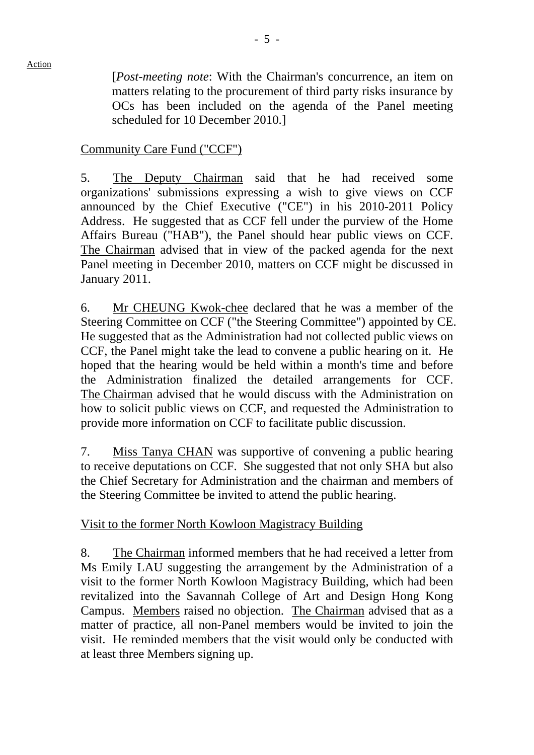[*Post-meeting note*: With the Chairman's concurrence, an item on matters relating to the procurement of third party risks insurance by OCs has been included on the agenda of the Panel meeting scheduled for 10 December 2010.]

Community Care Fund ("CCF")

5. The Deputy Chairman said that he had received some organizations' submissions expressing a wish to give views on CCF announced by the Chief Executive ("CE") in his 2010-2011 Policy Address. He suggested that as CCF fell under the purview of the Home Affairs Bureau ("HAB"), the Panel should hear public views on CCF. The Chairman advised that in view of the packed agenda for the next Panel meeting in December 2010, matters on CCF might be discussed in January 2011.

6. Mr CHEUNG Kwok-chee declared that he was a member of the Steering Committee on CCF ("the Steering Committee") appointed by CE. He suggested that as the Administration had not collected public views on CCF, the Panel might take the lead to convene a public hearing on it. He hoped that the hearing would be held within a month's time and before the Administration finalized the detailed arrangements for CCF. The Chairman advised that he would discuss with the Administration on how to solicit public views on CCF, and requested the Administration to provide more information on CCF to facilitate public discussion.

7. Miss Tanya CHAN was supportive of convening a public hearing to receive deputations on CCF. She suggested that not only SHA but also the Chief Secretary for Administration and the chairman and members of the Steering Committee be invited to attend the public hearing.

Visit to the former North Kowloon Magistracy Building

8. The Chairman informed members that he had received a letter from Ms Emily LAU suggesting the arrangement by the Administration of a visit to the former North Kowloon Magistracy Building, which had been revitalized into the Savannah College of Art and Design Hong Kong Campus. Members raised no objection. The Chairman advised that as a matter of practice, all non-Panel members would be invited to join the visit. He reminded members that the visit would only be conducted with at least three Members signing up.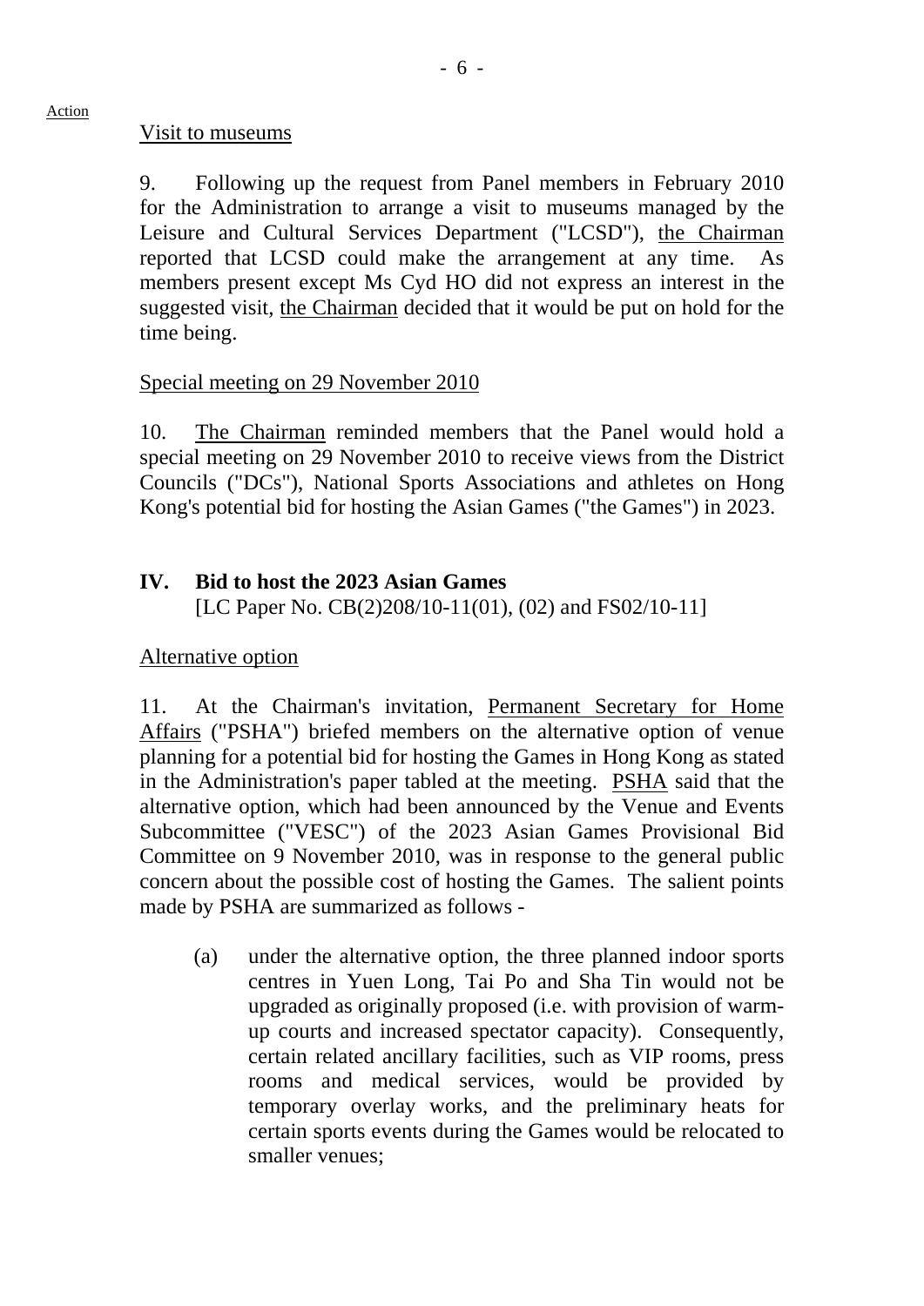Visit to museums

9. Following up the request from Panel members in February 2010 for the Administration to arrange a visit to museums managed by the Leisure and Cultural Services Department ("LCSD"), the Chairman reported that LCSD could make the arrangement at any time. As members present except Ms Cyd HO did not express an interest in the suggested visit, the Chairman decided that it would be put on hold for the time being.

Special meeting on 29 November 2010

10. The Chairman reminded members that the Panel would hold a special meeting on 29 November 2010 to receive views from the District Councils ("DCs"), National Sports Associations and athletes on Hong Kong's potential bid for hosting the Asian Games ("the Games") in 2023.

## IV. Bid to host the 2023 Asian Games

[LC Paper No. CB(2)208/10-11(01), (02) and FS02/10-11]

Alternative option

11. At the Chairman's invitation, Permanent Secretary for Home Affairs ("PSHA") briefed members on the alternative option of venue planning for a potential bid for hosting the Games in Hong Kong as stated in the Administration's paper tabled at the meeting. PSHA said that the alternative option, which had been announced by the Venue and Events Subcommittee ("VESC") of the 2023 Asian Games Provisional Bid Committee on 9 November 2010, was in response to the general public concern about the possible cost of hosting the Games. The salient points made by PSHA are summarized as follows -

(a) under the alternative option, the three planned indoor sports centres in Yuen Long, Tai Po and Sha Tin would not be upgraded as originally proposed (i.e. with provision of warm-up courts and increased spectator capacity). Consequently, certain related ancillary facilities, such as VIP rooms, press rooms and medical services, would be provided by temporary overlay works, and the preliminary heats for certain sports events during the Games would be relocated to smaller venues;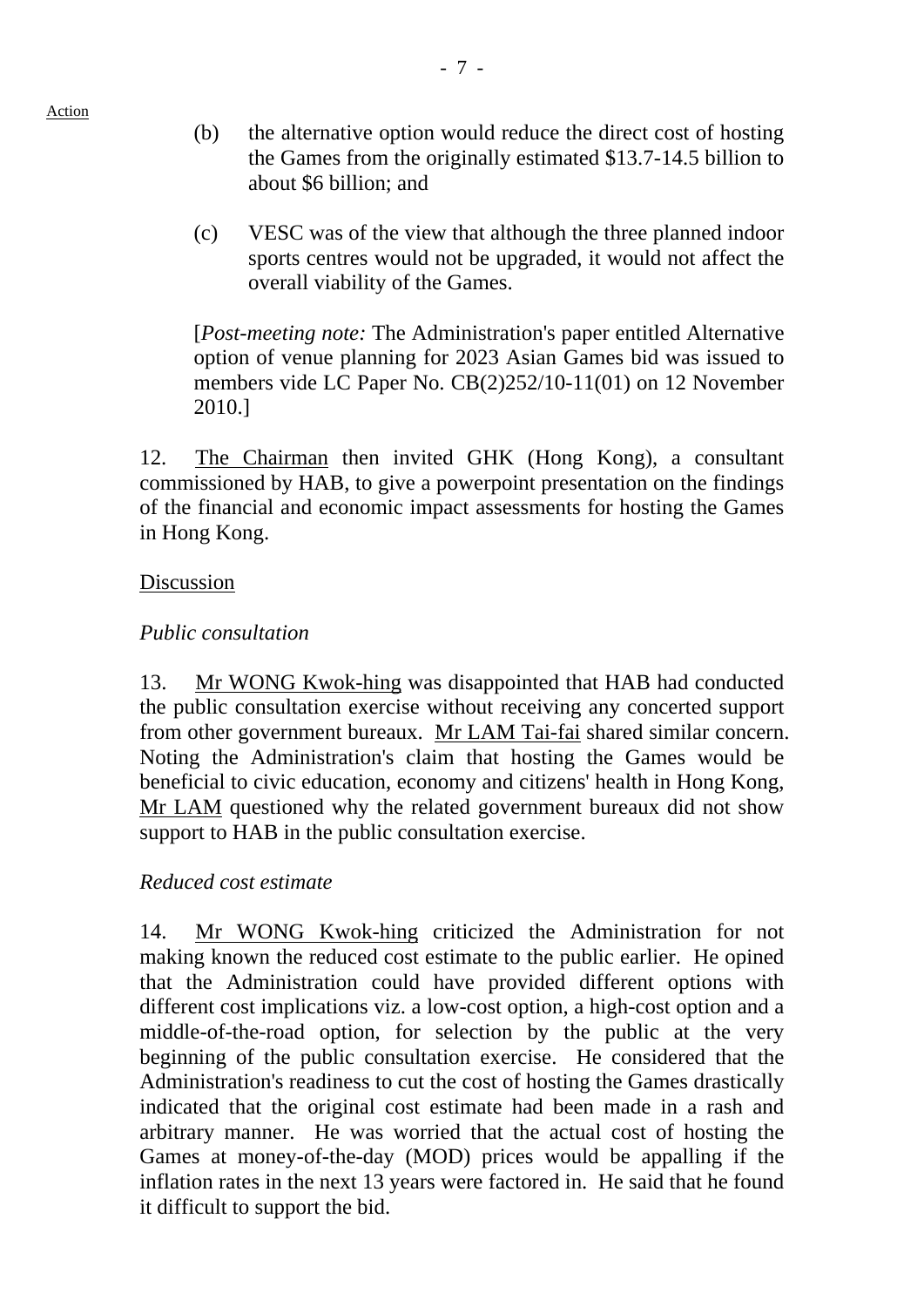Action

(b) the alternative option would reduce the direct cost of hosting the Games from the originally estimated $13.7-14.5 billion to about $6 billion; and

(c) VESC was of the view that although the three planned indoor sports centres would not be upgraded, it would not affect the overall viability of the Games.

[*Post-meeting note:* The Administration's paper entitled Alternative option of venue planning for 2023 Asian Games bid was issued to members vide LC Paper No. CB(2)252/10-11(01) on 12 November 2010.]

12. The Chairman then invited GHK (Hong Kong), a consultant commissioned by HAB, to give a powerpoint presentation on the findings of the financial and economic impact assessments for hosting the Games in Hong Kong.

Discussion

*Public consultation*

13. Mr WONG Kwok-hing was disappointed that HAB had conducted the public consultation exercise without receiving any concerted support from other government bureaux. Mr LAM Tai-fai shared similar concern. Noting the Administration's claim that hosting the Games would be beneficial to civic education, economy and citizens' health in Hong Kong, Mr LAM questioned why the related government bureaux did not show support to HAB in the public consultation exercise.

*Reduced cost estimate*

14. Mr WONG Kwok-hing criticized the Administration for not making known the reduced cost estimate to the public earlier. He opined that the Administration could have provided different options with different cost implications viz. a low-cost option, a high-cost option and a middle-of-the-road option, for selection by the public at the very beginning of the public consultation exercise. He considered that the Administration's readiness to cut the cost of hosting the Games drastically indicated that the original cost estimate had been made in a rash and arbitrary manner. He was worried that the actual cost of hosting the Games at money-of-the-day (MOD) prices would be appalling if the inflation rates in the next 13 years were factored in. He said that he found it difficult to support the bid.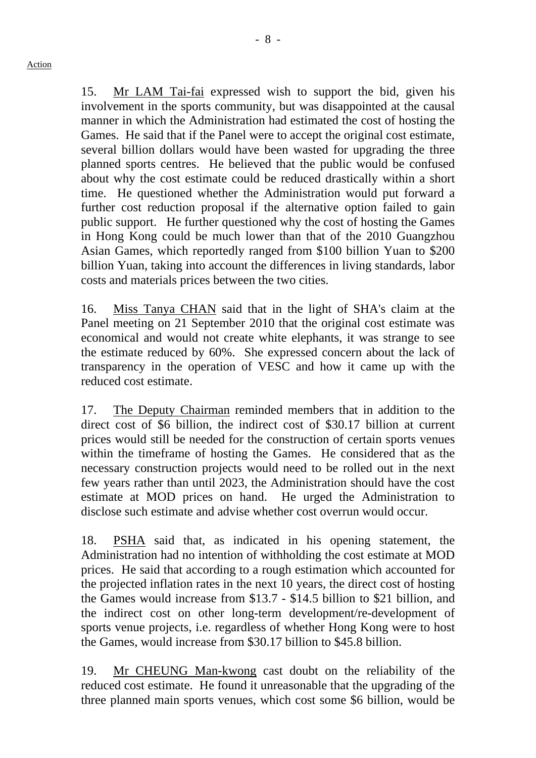15. Mr LAM Tai-fai expressed wish to support the bid, given his involvement in the sports community, but was disappointed at the causal manner in which the Administration had estimated the cost of hosting the Games. He said that if the Panel were to accept the original cost estimate, several billion dollars would have been wasted for upgrading the three planned sports centres. He believed that the public would be confused about why the cost estimate could be reduced drastically within a short time. He questioned whether the Administration would put forward a further cost reduction proposal if the alternative option failed to gain public support. He further questioned why the cost of hosting the Games in Hong Kong could be much lower than that of the 2010 Guangzhou Asian Games, which reportedly ranged from $100 billion Yuan to $200 billion Yuan, taking into account the differences in living standards, labor costs and materials prices between the two cities.

16. Miss Tanya CHAN said that in the light of SHA's claim at the Panel meeting on 21 September 2010 that the original cost estimate was economical and would not create white elephants, it was strange to see the estimate reduced by 60%. She expressed concern about the lack of transparency in the operation of VESC and how it came up with the reduced cost estimate.

17. The Deputy Chairman reminded members that in addition to the direct cost of $6 billion, the indirect cost of $30.17 billion at current prices would still be needed for the construction of certain sports venues within the timeframe of hosting the Games. He considered that as the necessary construction projects would need to be rolled out in the next few years rather than until 2023, the Administration should have the cost estimate at MOD prices on hand. He urged the Administration to disclose such estimate and advise whether cost overrun would occur.

18. PSHA said that, as indicated in his opening statement, the Administration had no intention of withholding the cost estimate at MOD prices. He said that according to a rough estimation which accounted for the projected inflation rates in the next 10 years, the direct cost of hosting the Games would increase from $13.7 - $14.5 billion to $21 billion, and the indirect cost on other long-term development/re-development of sports venue projects, i.e. regardless of whether Hong Kong were to host the Games, would increase from $30.17 billion to $45.8 billion.

19. Mr CHEUNG Man-kwong cast doubt on the reliability of the reduced cost estimate. He found it unreasonable that the upgrading of the three planned main sports venues, which cost some $6 billion, would be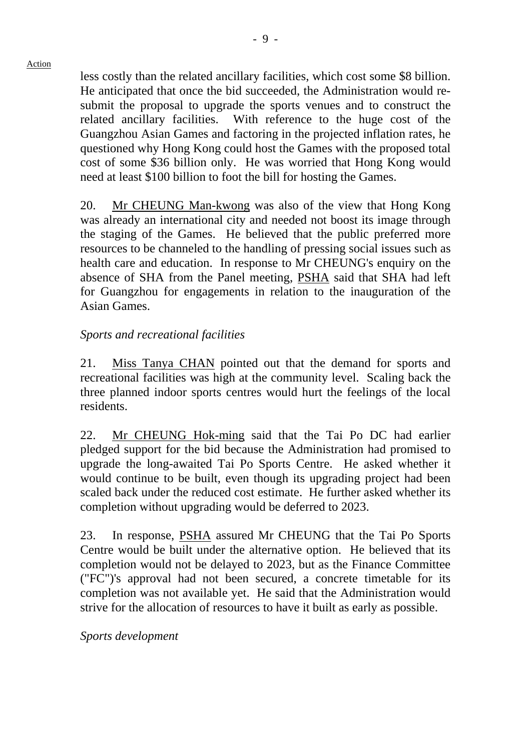less costly than the related ancillary facilities, which cost some $8 billion. He anticipated that once the bid succeeded, the Administration would re-submit the proposal to upgrade the sports venues and to construct the related ancillary facilities. With reference to the huge cost of the Guangzhou Asian Games and factoring in the projected inflation rates, he questioned why Hong Kong could host the Games with the proposed total cost of some $36 billion only. He was worried that Hong Kong would need at least $100 billion to foot the bill for hosting the Games.

20. Mr CHEUNG Man-kwong was also of the view that Hong Kong was already an international city and needed not boost its image through the staging of the Games. He believed that the public preferred more resources to be channeled to the handling of pressing social issues such as health care and education. In response to Mr CHEUNG's enquiry on the absence of SHA from the Panel meeting, PSHA said that SHA had left for Guangzhou for engagements in relation to the inauguration of the Asian Games.

*Sports and recreational facilities*

21. Miss Tanya CHAN pointed out that the demand for sports and recreational facilities was high at the community level. Scaling back the three planned indoor sports centres would hurt the feelings of the local residents.

22. Mr CHEUNG Hok-ming said that the Tai Po DC had earlier pledged support for the bid because the Administration had promised to upgrade the long-awaited Tai Po Sports Centre. He asked whether it would continue to be built, even though its upgrading project had been scaled back under the reduced cost estimate. He further asked whether its completion without upgrading would be deferred to 2023.

23. In response, PSHA assured Mr CHEUNG that the Tai Po Sports Centre would be built under the alternative option. He believed that its completion would not be delayed to 2023, but as the Finance Committee ("FC")'s approval had not been secured, a concrete timetable for its completion was not available yet. He said that the Administration would strive for the allocation of resources to have it built as early as possible.

*Sports development*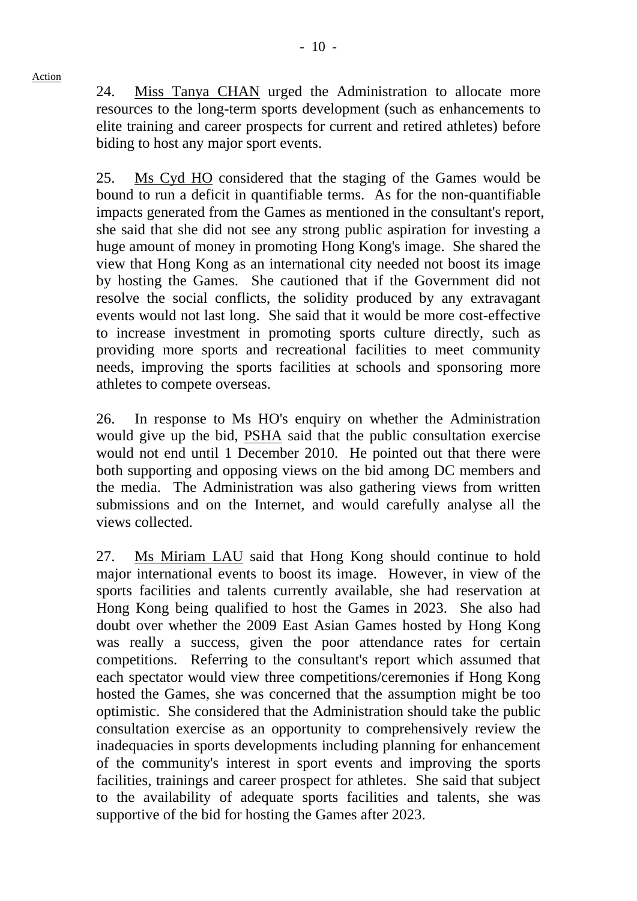Action

24. Miss Tanya CHAN urged the Administration to allocate more resources to the long-term sports development (such as enhancements to elite training and career prospects for current and retired athletes) before biding to host any major sport events.

25. Ms Cyd HO considered that the staging of the Games would be bound to run a deficit in quantifiable terms. As for the non-quantifiable impacts generated from the Games as mentioned in the consultant's report, she said that she did not see any strong public aspiration for investing a huge amount of money in promoting Hong Kong's image. She shared the view that Hong Kong as an international city needed not boost its image by hosting the Games. She cautioned that if the Government did not resolve the social conflicts, the solidity produced by any extravagant events would not last long. She said that it would be more cost-effective to increase investment in promoting sports culture directly, such as providing more sports and recreational facilities to meet community needs, improving the sports facilities at schools and sponsoring more athletes to compete overseas.

26. In response to Ms HO's enquiry on whether the Administration would give up the bid, PSHA said that the public consultation exercise would not end until 1 December 2010. He pointed out that there were both supporting and opposing views on the bid among DC members and the media. The Administration was also gathering views from written submissions and on the Internet, and would carefully analyse all the views collected.

27. Ms Miriam LAU said that Hong Kong should continue to hold major international events to boost its image. However, in view of the sports facilities and talents currently available, she had reservation at Hong Kong being qualified to host the Games in 2023. She also had doubt over whether the 2009 East Asian Games hosted by Hong Kong was really a success, given the poor attendance rates for certain competitions. Referring to the consultant's report which assumed that each spectator would view three competitions/ceremonies if Hong Kong hosted the Games, she was concerned that the assumption might be too optimistic. She considered that the Administration should take the public consultation exercise as an opportunity to comprehensively review the inadequacies in sports developments including planning for enhancement of the community's interest in sport events and improving the sports facilities, trainings and career prospect for athletes. She said that subject to the availability of adequate sports facilities and talents, she was supportive of the bid for hosting the Games after 2023.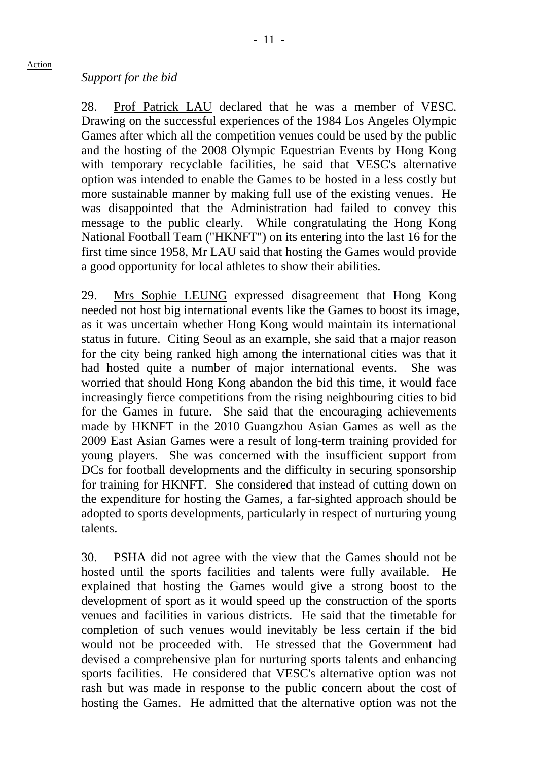*Support for the bid*

28. Prof Patrick LAU declared that he was a member of VESC. Drawing on the successful experiences of the 1984 Los Angeles Olympic Games after which all the competition venues could be used by the public and the hosting of the 2008 Olympic Equestrian Events by Hong Kong with temporary recyclable facilities, he said that VESC's alternative option was intended to enable the Games to be hosted in a less costly but more sustainable manner by making full use of the existing venues. He was disappointed that the Administration had failed to convey this message to the public clearly. While congratulating the Hong Kong National Football Team ("HKNFT") on its entering into the last 16 for the first time since 1958, Mr LAU said that hosting the Games would provide a good opportunity for local athletes to show their abilities.

29. Mrs Sophie LEUNG expressed disagreement that Hong Kong needed not host big international events like the Games to boost its image, as it was uncertain whether Hong Kong would maintain its international status in future. Citing Seoul as an example, she said that a major reason for the city being ranked high among the international cities was that it had hosted quite a number of major international events. She was worried that should Hong Kong abandon the bid this time, it would face increasingly fierce competitions from the rising neighbouring cities to bid for the Games in future. She said that the encouraging achievements made by HKNFT in the 2010 Guangzhou Asian Games as well as the 2009 East Asian Games were a result of long-term training provided for young players. She was concerned with the insufficient support from DCs for football developments and the difficulty in securing sponsorship for training for HKNFT. She considered that instead of cutting down on the expenditure for hosting the Games, a far-sighted approach should be adopted to sports developments, particularly in respect of nurturing young talents.

30. PSHA did not agree with the view that the Games should not be hosted until the sports facilities and talents were fully available. He explained that hosting the Games would give a strong boost to the development of sport as it would speed up the construction of the sports venues and facilities in various districts. He said that the timetable for completion of such venues would inevitably be less certain if the bid would not be proceeded with. He stressed that the Government had devised a comprehensive plan for nurturing sports talents and enhancing sports facilities. He considered that VESC's alternative option was not rash but was made in response to the public concern about the cost of hosting the Games. He admitted that the alternative option was not the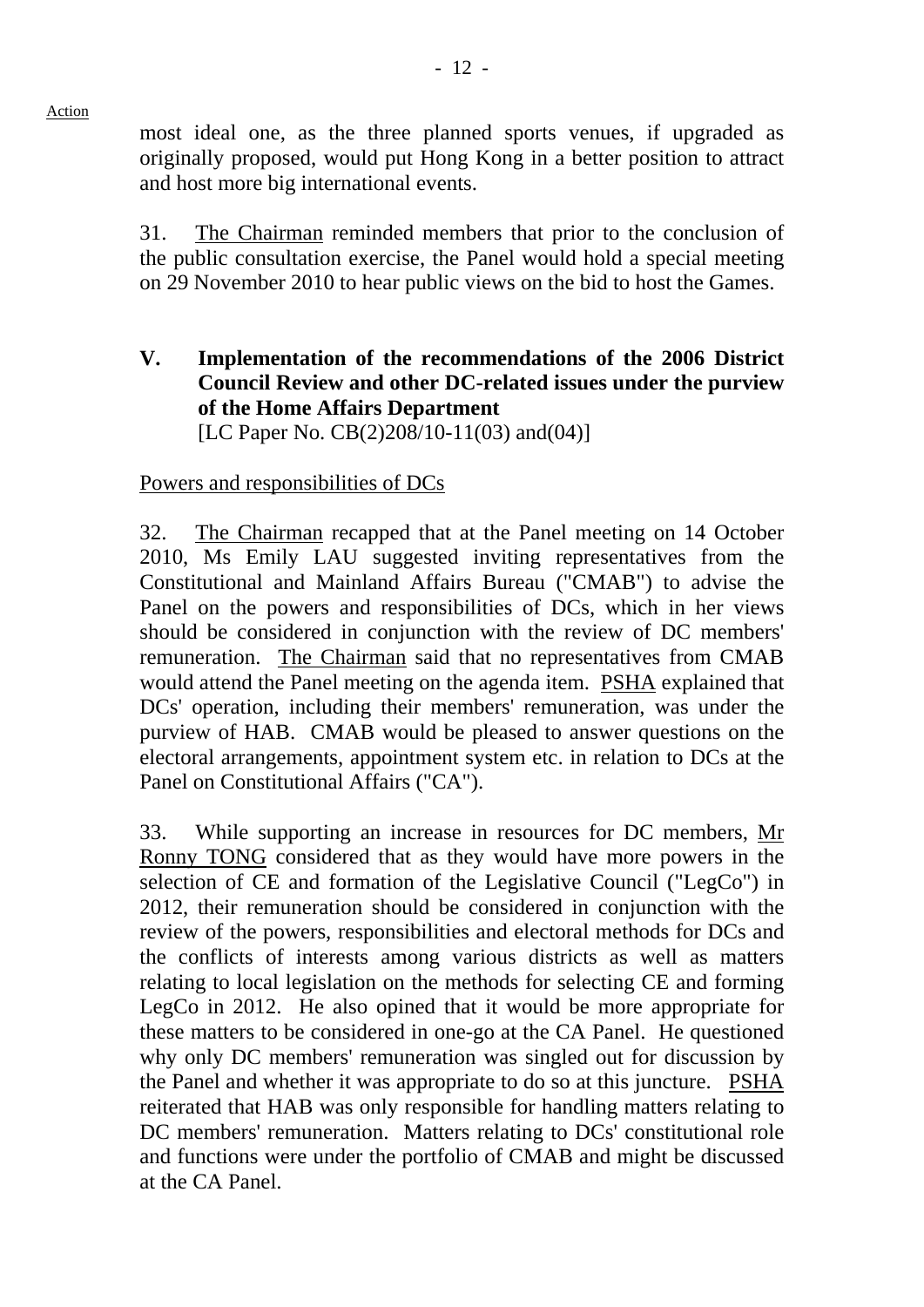most ideal one, as the three planned sports venues, if upgraded as originally proposed, would put Hong Kong in a better position to attract and host more big international events.

31. The Chairman reminded members that prior to the conclusion of the public consultation exercise, the Panel would hold a special meeting on 29 November 2010 to hear public views on the bid to host the Games.

## V. Implementation of the recommendations of the 2006 District Council Review and other DC-related issues under the purview of the Home Affairs Department

[LC Paper No. CB(2)208/10-11(03) and(04)]

Powers and responsibilities of DCs

32. The Chairman recapped that at the Panel meeting on 14 October 2010, Ms Emily LAU suggested inviting representatives from the Constitutional and Mainland Affairs Bureau ("CMAB") to advise the Panel on the powers and responsibilities of DCs, which in her views should be considered in conjunction with the review of DC members' remuneration. The Chairman said that no representatives from CMAB would attend the Panel meeting on the agenda item. PSHA explained that DCs' operation, including their members' remuneration, was under the purview of HAB. CMAB would be pleased to answer questions on the electoral arrangements, appointment system etc. in relation to DCs at the Panel on Constitutional Affairs ("CA").

33. While supporting an increase in resources for DC members, Mr Ronny TONG considered that as they would have more powers in the selection of CE and formation of the Legislative Council ("LegCo") in 2012, their remuneration should be considered in conjunction with the review of the powers, responsibilities and electoral methods for DCs and the conflicts of interests among various districts as well as matters relating to local legislation on the methods for selecting CE and forming LegCo in 2012. He also opined that it would be more appropriate for these matters to be considered in one-go at the CA Panel. He questioned why only DC members' remuneration was singled out for discussion by the Panel and whether it was appropriate to do so at this juncture. PSHA reiterated that HAB was only responsible for handling matters relating to DC members' remuneration. Matters relating to DCs' constitutional role and functions were under the portfolio of CMAB and might be discussed at the CA Panel.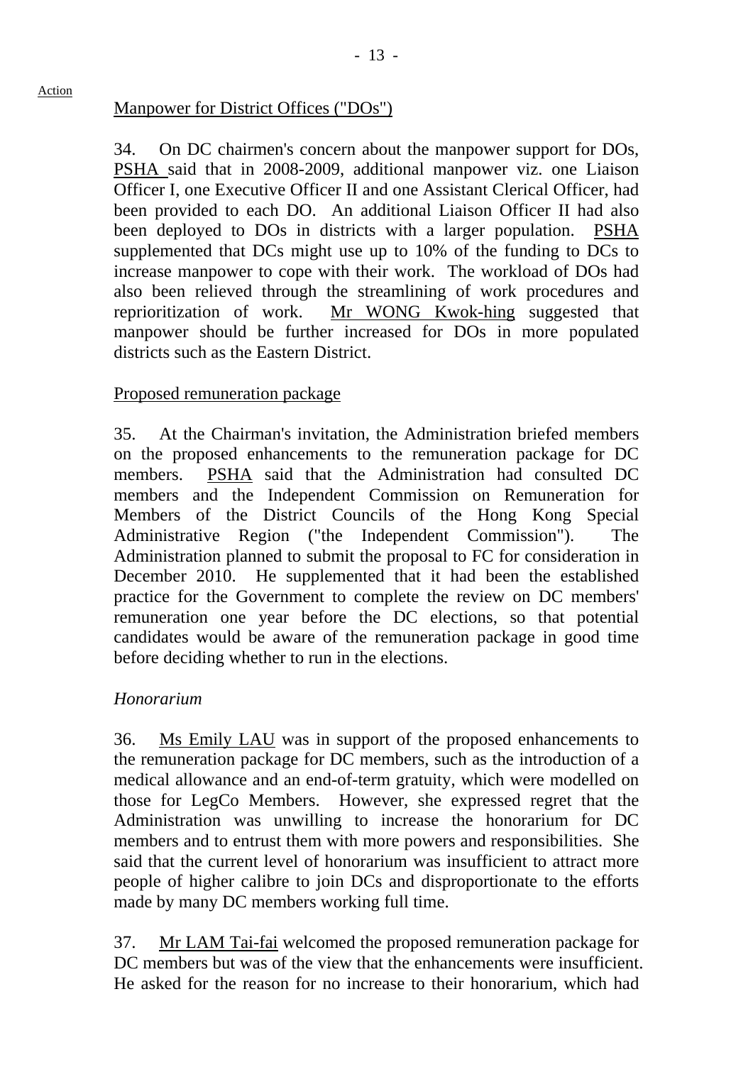Action

Manpower for District Offices ("DOs")

34. On DC chairmen's concern about the manpower support for DOs, PSHA said that in 2008-2009, additional manpower viz. one Liaison Officer I, one Executive Officer II and one Assistant Clerical Officer, had been provided to each DO. An additional Liaison Officer II had also been deployed to DOs in districts with a larger population. PSHA supplemented that DCs might use up to 10% of the funding to DCs to increase manpower to cope with their work. The workload of DOs had also been relieved through the streamlining of work procedures and reprioritization of work. Mr WONG Kwok-hing suggested that manpower should be further increased for DOs in more populated districts such as the Eastern District.

Proposed remuneration package

35. At the Chairman's invitation, the Administration briefed members on the proposed enhancements to the remuneration package for DC members. PSHA said that the Administration had consulted DC members and the Independent Commission on Remuneration for Members of the District Councils of the Hong Kong Special Administrative Region ("the Independent Commission"). The Administration planned to submit the proposal to FC for consideration in December 2010. He supplemented that it had been the established practice for the Government to complete the review on DC members' remuneration one year before the DC elections, so that potential candidates would be aware of the remuneration package in good time before deciding whether to run in the elections.

*Honorarium*

36. Ms Emily LAU was in support of the proposed enhancements to the remuneration package for DC members, such as the introduction of a medical allowance and an end-of-term gratuity, which were modelled on those for LegCo Members. However, she expressed regret that the Administration was unwilling to increase the honorarium for DC members and to entrust them with more powers and responsibilities. She said that the current level of honorarium was insufficient to attract more people of higher calibre to join DCs and disproportionate to the efforts made by many DC members working full time.

37. Mr LAM Tai-fai welcomed the proposed remuneration package for DC members but was of the view that the enhancements were insufficient. He asked for the reason for no increase to their honorarium, which had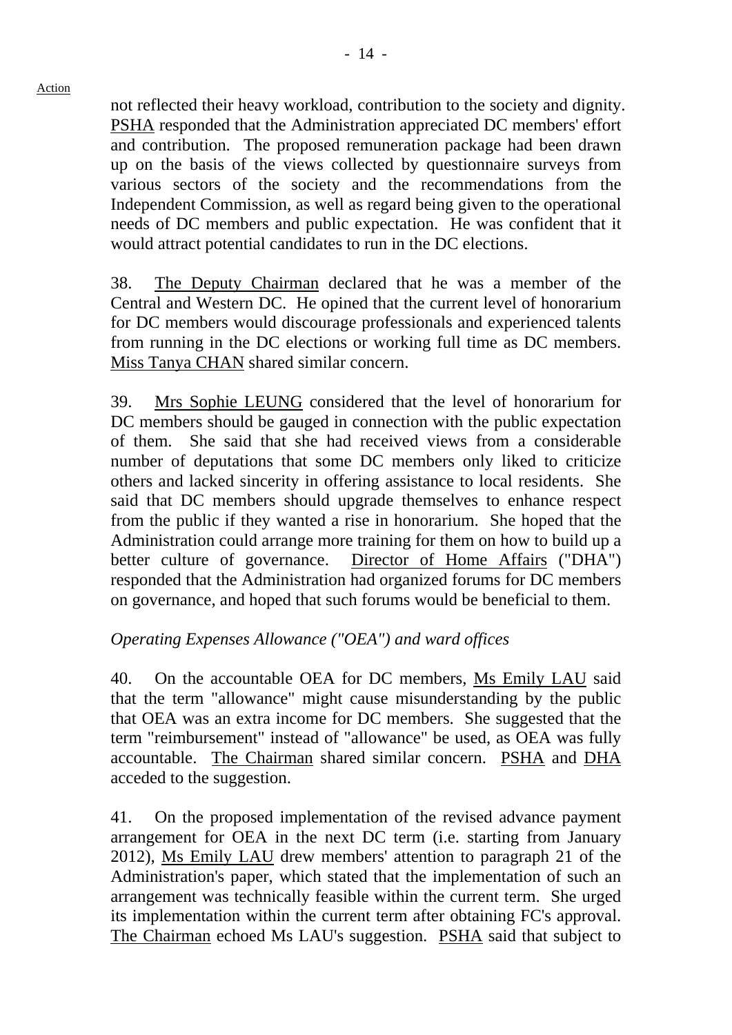not reflected their heavy workload, contribution to the society and dignity. PSHA responded that the Administration appreciated DC members' effort and contribution. The proposed remuneration package had been drawn up on the basis of the views collected by questionnaire surveys from various sectors of the society and the recommendations from the Independent Commission, as well as regard being given to the operational needs of DC members and public expectation. He was confident that it would attract potential candidates to run in the DC elections.

38. The Deputy Chairman declared that he was a member of the Central and Western DC. He opined that the current level of honorarium for DC members would discourage professionals and experienced talents from running in the DC elections or working full time as DC members. Miss Tanya CHAN shared similar concern.

39. Mrs Sophie LEUNG considered that the level of honorarium for DC members should be gauged in connection with the public expectation of them. She said that she had received views from a considerable number of deputations that some DC members only liked to criticize others and lacked sincerity in offering assistance to local residents. She said that DC members should upgrade themselves to enhance respect from the public if they wanted a rise in honorarium. She hoped that the Administration could arrange more training for them on how to build up a better culture of governance. Director of Home Affairs ("DHA") responded that the Administration had organized forums for DC members on governance, and hoped that such forums would be beneficial to them.

*Operating Expenses Allowance ("OEA") and ward offices*

40. On the accountable OEA for DC members, Ms Emily LAU said that the term "allowance" might cause misunderstanding by the public that OEA was an extra income for DC members. She suggested that the term "reimbursement" instead of "allowance" be used, as OEA was fully accountable. The Chairman shared similar concern. PSHA and DHA acceded to the suggestion.

41. On the proposed implementation of the revised advance payment arrangement for OEA in the next DC term (i.e. starting from January 2012), Ms Emily LAU drew members' attention to paragraph 21 of the Administration's paper, which stated that the implementation of such an arrangement was technically feasible within the current term. She urged its implementation within the current term after obtaining FC's approval. The Chairman echoed Ms LAU's suggestion. PSHA said that subject to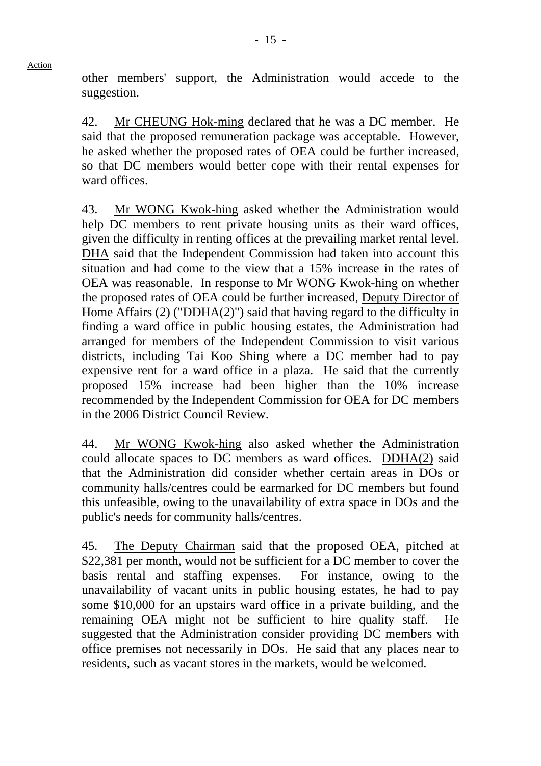Action

other members' support, the Administration would accede to the suggestion.

42. Mr CHEUNG Hok-ming declared that he was a DC member. He said that the proposed remuneration package was acceptable. However, he asked whether the proposed rates of OEA could be further increased, so that DC members would better cope with their rental expenses for ward offices.

43. Mr WONG Kwok-hing asked whether the Administration would help DC members to rent private housing units as their ward offices, given the difficulty in renting offices at the prevailing market rental level. DHA said that the Independent Commission had taken into account this situation and had come to the view that a 15% increase in the rates of OEA was reasonable. In response to Mr WONG Kwok-hing on whether the proposed rates of OEA could be further increased, Deputy Director of Home Affairs (2) ("DDHA(2)") said that having regard to the difficulty in finding a ward office in public housing estates, the Administration had arranged for members of the Independent Commission to visit various districts, including Tai Koo Shing where a DC member had to pay expensive rent for a ward office in a plaza. He said that the currently proposed 15% increase had been higher than the 10% increase recommended by the Independent Commission for OEA for DC members in the 2006 District Council Review.

44. Mr WONG Kwok-hing also asked whether the Administration could allocate spaces to DC members as ward offices. DDHA(2) said that the Administration did consider whether certain areas in DOs or community halls/centres could be earmarked for DC members but found this unfeasible, owing to the unavailability of extra space in DOs and the public's needs for community halls/centres.

45. The Deputy Chairman said that the proposed OEA, pitched at $22,381 per month, would not be sufficient for a DC member to cover the basis rental and staffing expenses. For instance, owing to the unavailability of vacant units in public housing estates, he had to pay some $10,000 for an upstairs ward office in a private building, and the remaining OEA might not be sufficient to hire quality staff. He suggested that the Administration consider providing DC members with office premises not necessarily in DOs. He said that any places near to residents, such as vacant stores in the markets, would be welcomed.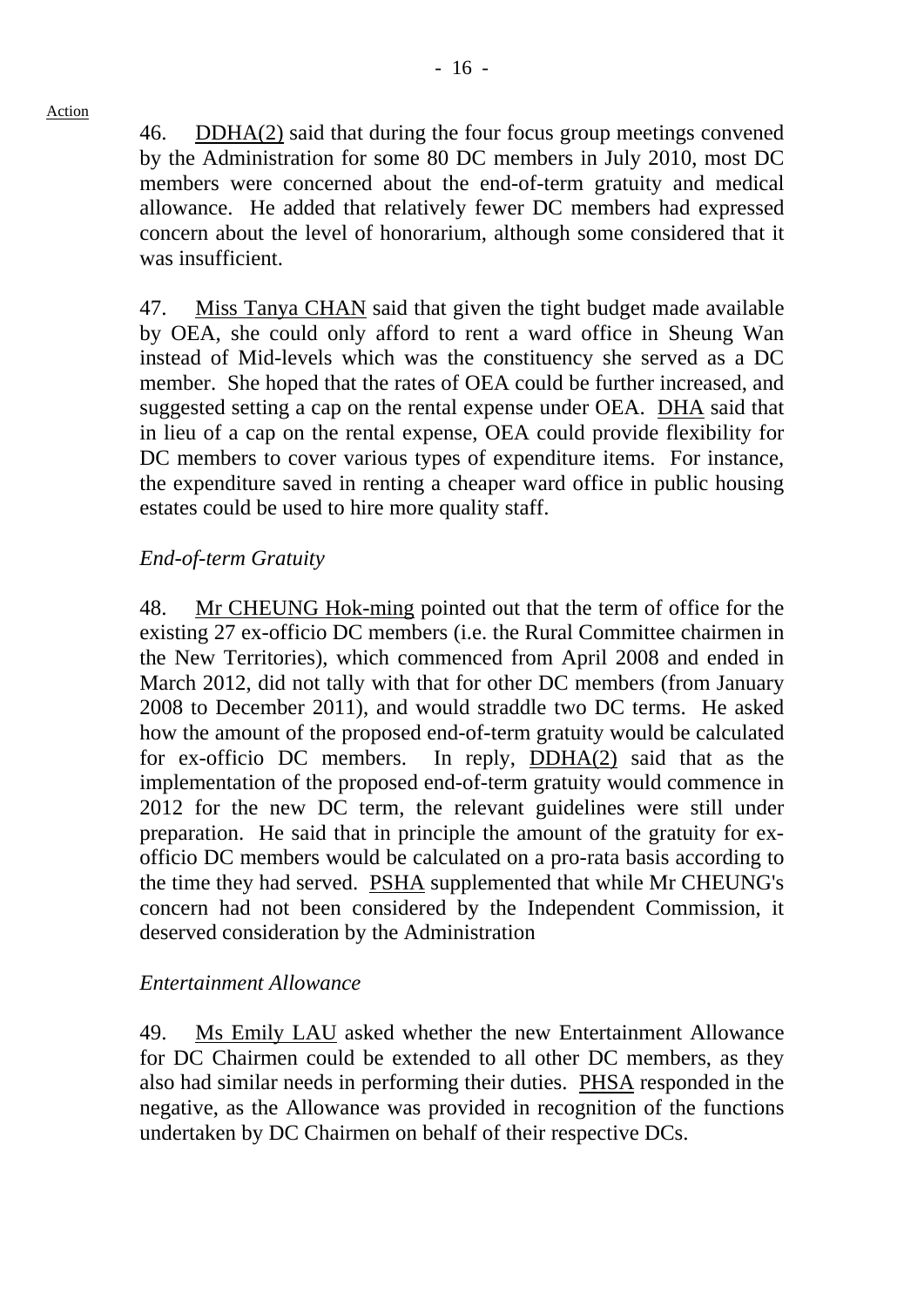46. DDHA(2) said that during the four focus group meetings convened by the Administration for some 80 DC members in July 2010, most DC members were concerned about the end-of-term gratuity and medical allowance. He added that relatively fewer DC members had expressed concern about the level of honorarium, although some considered that it was insufficient.

47. Miss Tanya CHAN said that given the tight budget made available by OEA, she could only afford to rent a ward office in Sheung Wan instead of Mid-levels which was the constituency she served as a DC member. She hoped that the rates of OEA could be further increased, and suggested setting a cap on the rental expense under OEA. DHA said that in lieu of a cap on the rental expense, OEA could provide flexibility for DC members to cover various types of expenditure items. For instance, the expenditure saved in renting a cheaper ward office in public housing estates could be used to hire more quality staff.

*End-of-term Gratuity*

48. Mr CHEUNG Hok-ming pointed out that the term of office for the existing 27 ex-officio DC members (i.e. the Rural Committee chairmen in the New Territories), which commenced from April 2008 and ended in March 2012, did not tally with that for other DC members (from January 2008 to December 2011), and would straddle two DC terms. He asked how the amount of the proposed end-of-term gratuity would be calculated for ex-officio DC members. In reply, DDHA(2) said that as the implementation of the proposed end-of-term gratuity would commence in 2012 for the new DC term, the relevant guidelines were still under preparation. He said that in principle the amount of the gratuity for ex-officio DC members would be calculated on a pro-rata basis according to the time they had served. PSHA supplemented that while Mr CHEUNG's concern had not been considered by the Independent Commission, it deserved consideration by the Administration

*Entertainment Allowance*

49. Ms Emily LAU asked whether the new Entertainment Allowance for DC Chairmen could be extended to all other DC members, as they also had similar needs in performing their duties. PHSA responded in the negative, as the Allowance was provided in recognition of the functions undertaken by DC Chairmen on behalf of their respective DCs.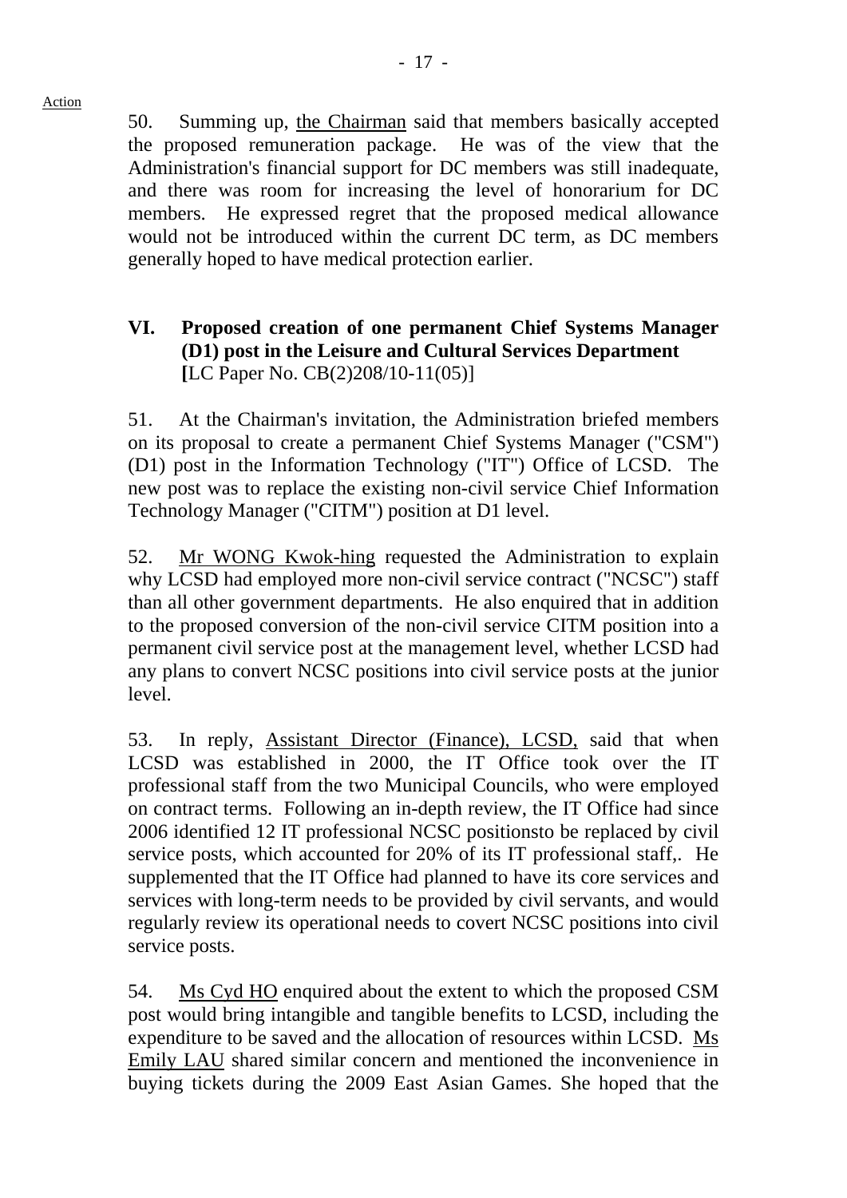Action

50. Summing up, the Chairman said that members basically accepted the proposed remuneration package. He was of the view that the Administration's financial support for DC members was still inadequate, and there was room for increasing the level of honorarium for DC members. He expressed regret that the proposed medical allowance would not be introduced within the current DC term, as DC members generally hoped to have medical protection earlier.

## VI. Proposed creation of one permanent Chief Systems Manager (D1) post in the Leisure and Cultural Services Department
[LC Paper No. CB(2)208/10-11(05)]

51. At the Chairman's invitation, the Administration briefed members on its proposal to create a permanent Chief Systems Manager ("CSM") (D1) post in the Information Technology ("IT") Office of LCSD. The new post was to replace the existing non-civil service Chief Information Technology Manager ("CITM") position at D1 level.

52. Mr WONG Kwok-hing requested the Administration to explain why LCSD had employed more non-civil service contract ("NCSC") staff than all other government departments. He also enquired that in addition to the proposed conversion of the non-civil service CITM position into a permanent civil service post at the management level, whether LCSD had any plans to convert NCSC positions into civil service posts at the junior level.

53. In reply, Assistant Director (Finance), LCSD, said that when LCSD was established in 2000, the IT Office took over the IT professional staff from the two Municipal Councils, who were employed on contract terms. Following an in-depth review, the IT Office had since 2006 identified 12 IT professional NCSC positionsto be replaced by civil service posts, which accounted for 20% of its IT professional staff,. He supplemented that the IT Office had planned to have its core services and services with long-term needs to be provided by civil servants, and would regularly review its operational needs to covert NCSC positions into civil service posts.

54. Ms Cyd HO enquired about the extent to which the proposed CSM post would bring intangible and tangible benefits to LCSD, including the expenditure to be saved and the allocation of resources within LCSD. Ms Emily LAU shared similar concern and mentioned the inconvenience in buying tickets during the 2009 East Asian Games. She hoped that the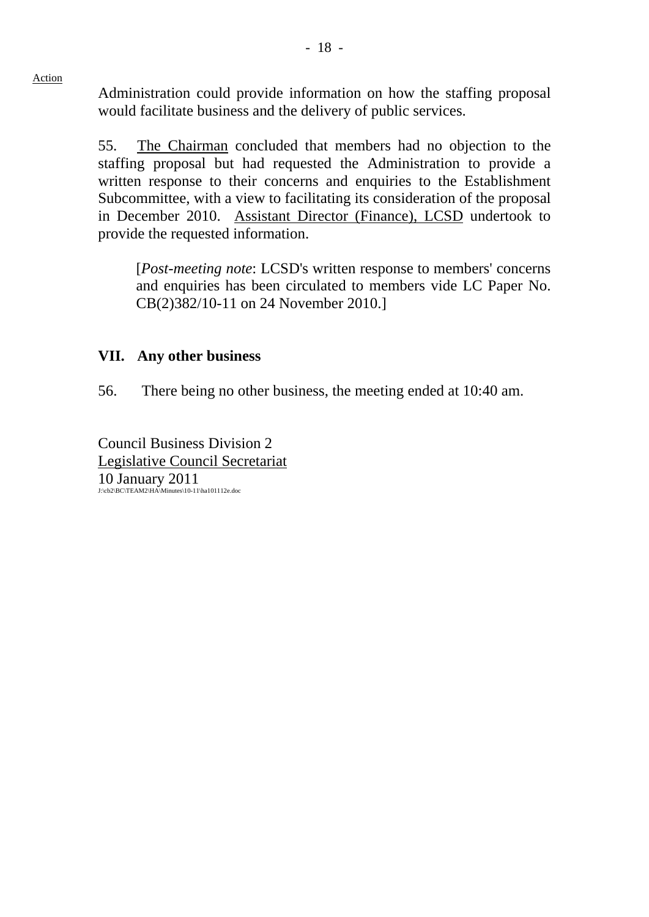Action

Administration could provide information on how the staffing proposal would facilitate business and the delivery of public services.

55. The Chairman concluded that members had no objection to the staffing proposal but had requested the Administration to provide a written response to their concerns and enquiries to the Establishment Subcommittee, with a view to facilitating its consideration of the proposal in December 2010. Assistant Director (Finance), LCSD undertook to provide the requested information.

> [*Post-meeting note*: LCSD's written response to members' concerns and enquiries has been circulated to members vide LC Paper No. CB(2)382/10-11 on 24 November 2010.]

## VII. Any other business

56. There being no other business, the meeting ended at 10:40 am.

Council Business Division 2
Legislative Council Secretariat
10 January 2011
J:\cb2\BC\TEAM2\HA\Minutes\10-11\ha101112e.doc